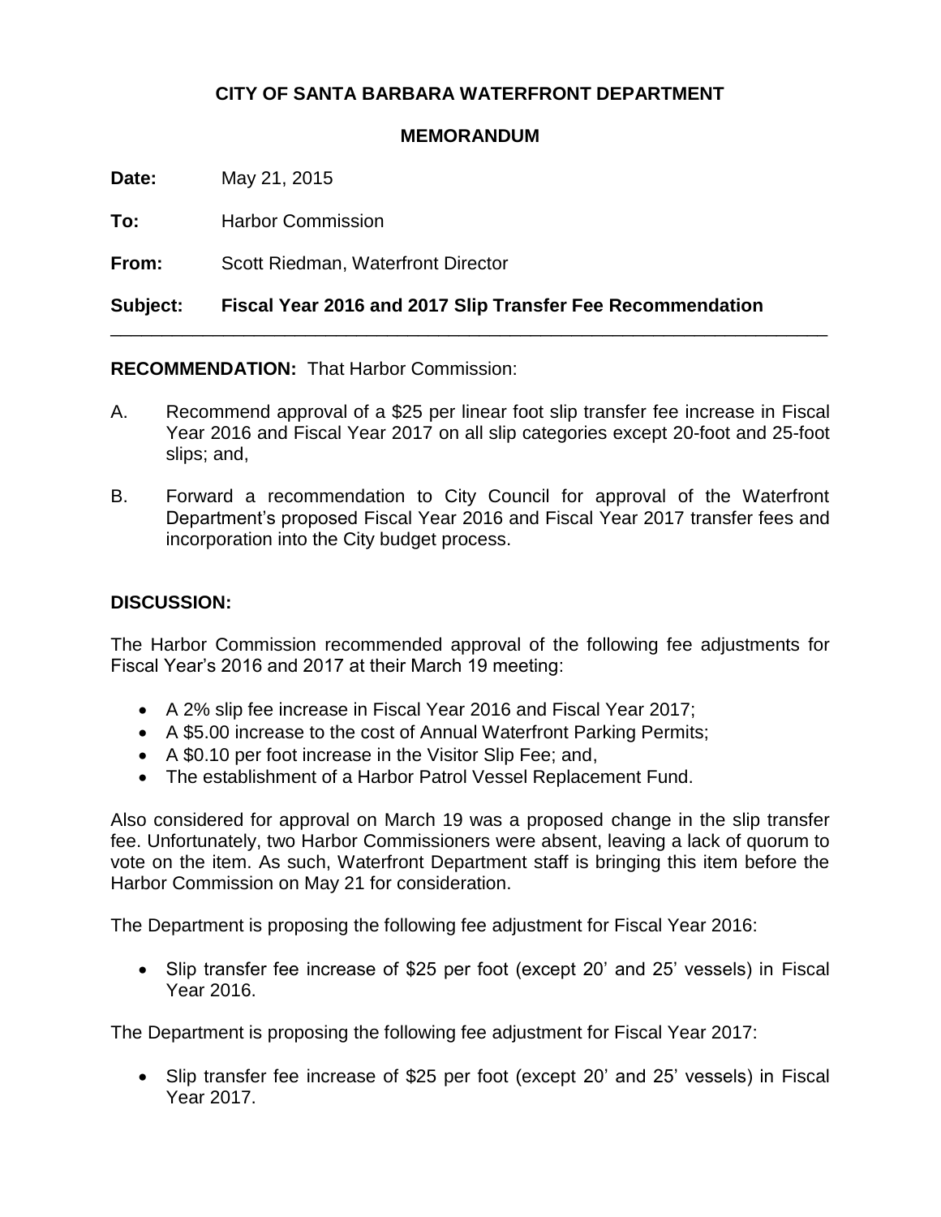**CITY OF SANTA BARBARA WATERFRONT DEPARTMENT**

**MEMORANDUM**

**Date:** May 21, 2015

**To:** Harbor Commission

**From:** Scott Riedman, Waterfront Director

**Subject: Fiscal Year 2016 and 2017 Slip Transfer Fee Recommendation**

---

**RECOMMENDATION:** That Harbor Commission:

A. Recommend approval of a $25 per linear foot slip transfer fee increase in Fiscal Year 2016 and Fiscal Year 2017 on all slip categories except 20-foot and 25-foot slips; and,

B. Forward a recommendation to City Council for approval of the Waterfront Department's proposed Fiscal Year 2016 and Fiscal Year 2017 transfer fees and incorporation into the City budget process.

**DISCUSSION:**

The Harbor Commission recommended approval of the following fee adjustments for Fiscal Year's 2016 and 2017 at their March 19 meeting:

- A 2% slip fee increase in Fiscal Year 2016 and Fiscal Year 2017;
- A $5.00 increase to the cost of Annual Waterfront Parking Permits;
- A $0.10 per foot increase in the Visitor Slip Fee; and,
- The establishment of a Harbor Patrol Vessel Replacement Fund.

Also considered for approval on March 19 was a proposed change in the slip transfer fee. Unfortunately, two Harbor Commissioners were absent, leaving a lack of quorum to vote on the item. As such, Waterfront Department staff is bringing this item before the Harbor Commission on May 21 for consideration.

The Department is proposing the following fee adjustment for Fiscal Year 2016:

- Slip transfer fee increase of $25 per foot (except 20' and 25' vessels) in Fiscal Year 2016.

The Department is proposing the following fee adjustment for Fiscal Year 2017:

- Slip transfer fee increase of $25 per foot (except 20' and 25' vessels) in Fiscal Year 2017.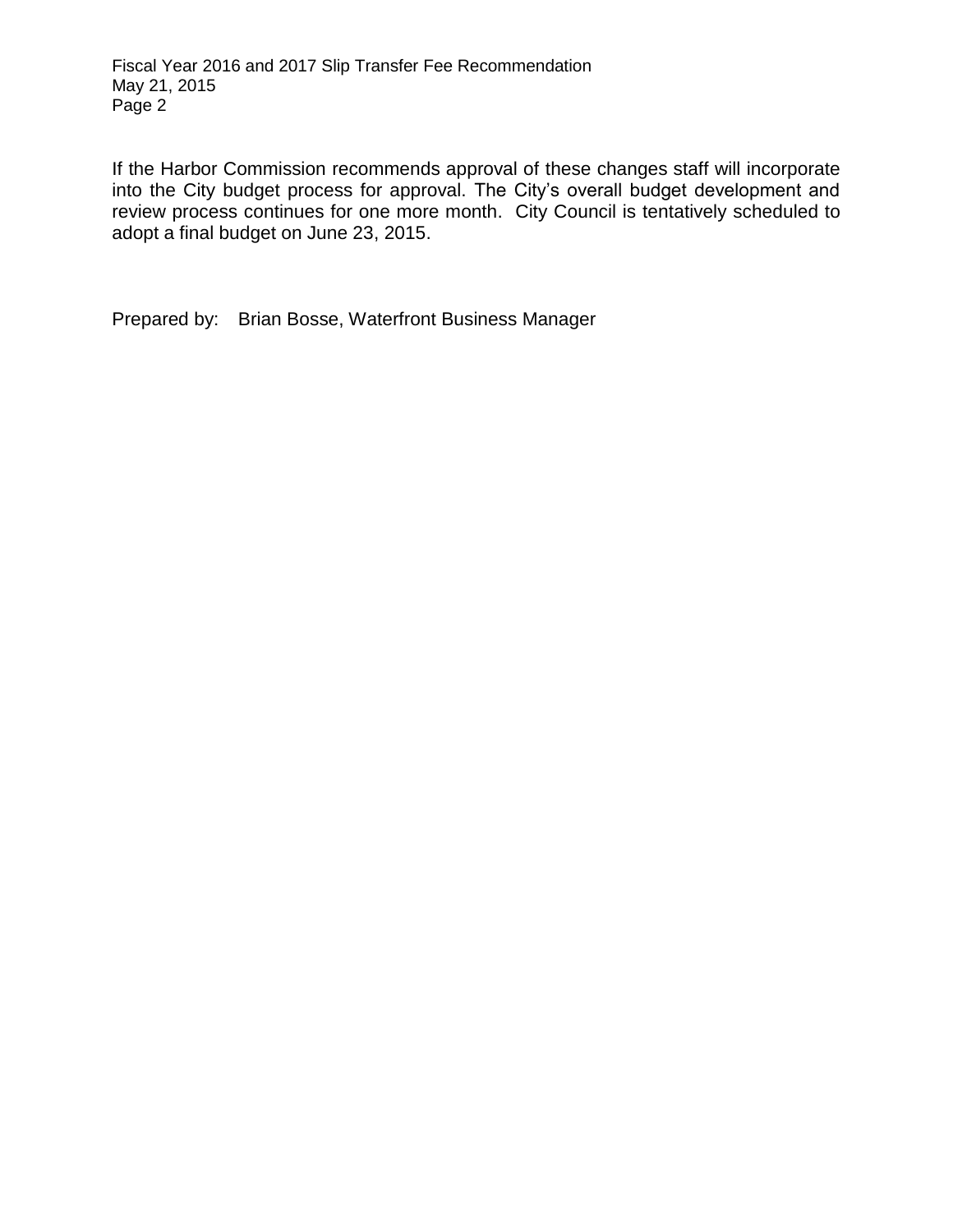If the Harbor Commission recommends approval of these changes staff will incorporate into the City budget process for approval. The City's overall budget development and review process continues for one more month. City Council is tentatively scheduled to adopt a final budget on June 23, 2015.

Prepared by: Brian Bosse, Waterfront Business Manager